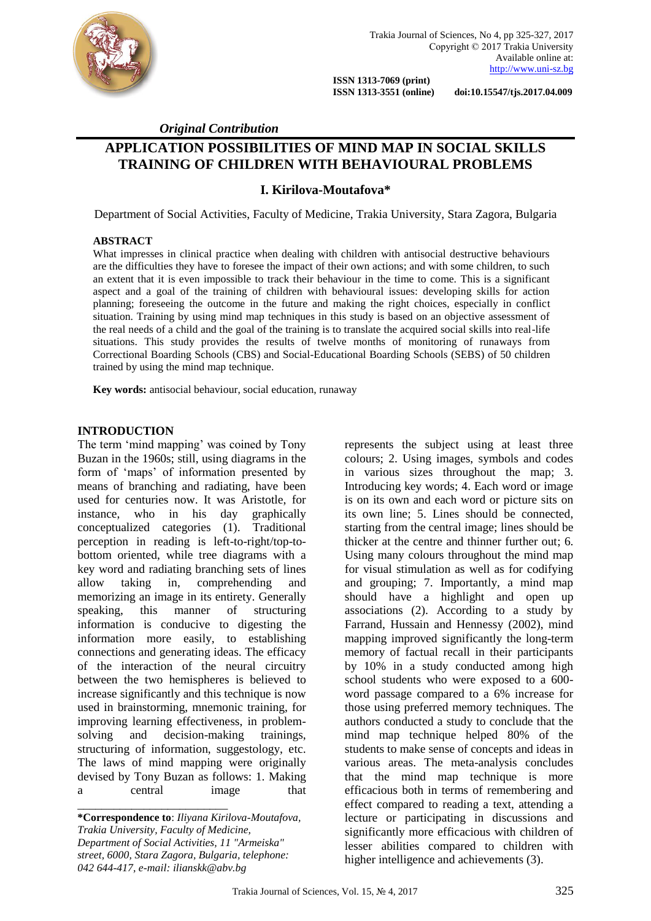*Original Contribution*

# APPLICATION POSSIBILITIES OF MIND MAP IN SOCIAL SKILLS TRAINING OF CHILDREN WITH BEHAVIOURAL PROBLEMS

**I. Kirilova-Moutafova***

Department of Social Activities, Faculty of Medicine, Trakia University, Stara Zagora, Bulgaria

## ABSTRACT

What impresses in clinical practice when dealing with children with antisocial destructive behaviours are the difficulties they have to foresee the impact of their own actions; and with some children, to such an extent that it is even impossible to track their behaviour in the time to come. This is a significant aspect and a goal of the training of children with behavioural issues: developing skills for action planning; foreseeing the outcome in the future and making the right choices, especially in conflict situation. Training by using mind map techniques in this study is based on an objective assessment of the real needs of a child and the goal of the training is to translate the acquired social skills into real-life situations. This study provides the results of twelve months of monitoring of runaways from Correctional Boarding Schools (CBS) and Social-Educational Boarding Schools (SEBS) of 50 children trained by using the mind map technique.

**Key words:** antisocial behaviour, social education, runaway

## INTRODUCTION

The term 'mind mapping' was coined by Tony Buzan in the 1960s; still, using diagrams in the form of 'maps' of information presented by means of branching and radiating, have been used for centuries now. It was Aristotle, for instance, who in his day graphically conceptualized categories (1). Traditional perception in reading is left-to-right/top-to-bottom oriented, while tree diagrams with a key word and radiating branching sets of lines allow taking in, comprehending and memorizing an image in its entirety. Generally speaking, this manner of structuring information is conducive to digesting the information more easily, to establishing connections and generating ideas. The efficacy of the interaction of the neural circuitry between the two hemispheres is believed to increase significantly and this technique is now used in brainstorming, mnemonic training, for improving learning effectiveness, in problem-solving and decision-making trainings, structuring of information, suggestology, etc. The laws of mind mapping were originally devised by Tony Buzan as follows: 1. Making a central image that represents the subject using at least three colours; 2. Using images, symbols and codes in various sizes throughout the map; 3. Introducing key words; 4. Each word or image is on its own and each word or picture sits on its own line; 5. Lines should be connected, starting from the central image; lines should be thicker at the centre and thinner further out; 6. Using many colours throughout the mind map for visual stimulation as well as for codifying and grouping; 7. Importantly, a mind map should have a highlight and open up associations (2). According to a study by Farrand, Hussain and Hennessy (2002), mind mapping improved significantly the long-term memory of factual recall in their participants by 10% in a study conducted among high school students who were exposed to a 600-word passage compared to a 6% increase for those using preferred memory techniques. The authors conducted a study to conclude that the mind map technique helped 80% of the students to make sense of concepts and ideas in various areas. The meta-analysis concludes that the mind map technique is more efficacious both in terms of remembering and effect compared to reading a text, attending a lecture or participating in discussions and significantly more efficacious with children of lesser abilities compared to children with higher intelligence and achievements (3).

---

***Correspondence to**: *Iliyana Kirilova-Moutafova, Trakia University, Faculty of Medicine, Department of Social Activities, 11 "Armeiska" street, 6000, Stara Zagora, Bulgaria, telephone: 042 644-417, e-mail: ilianskk@abv.bg*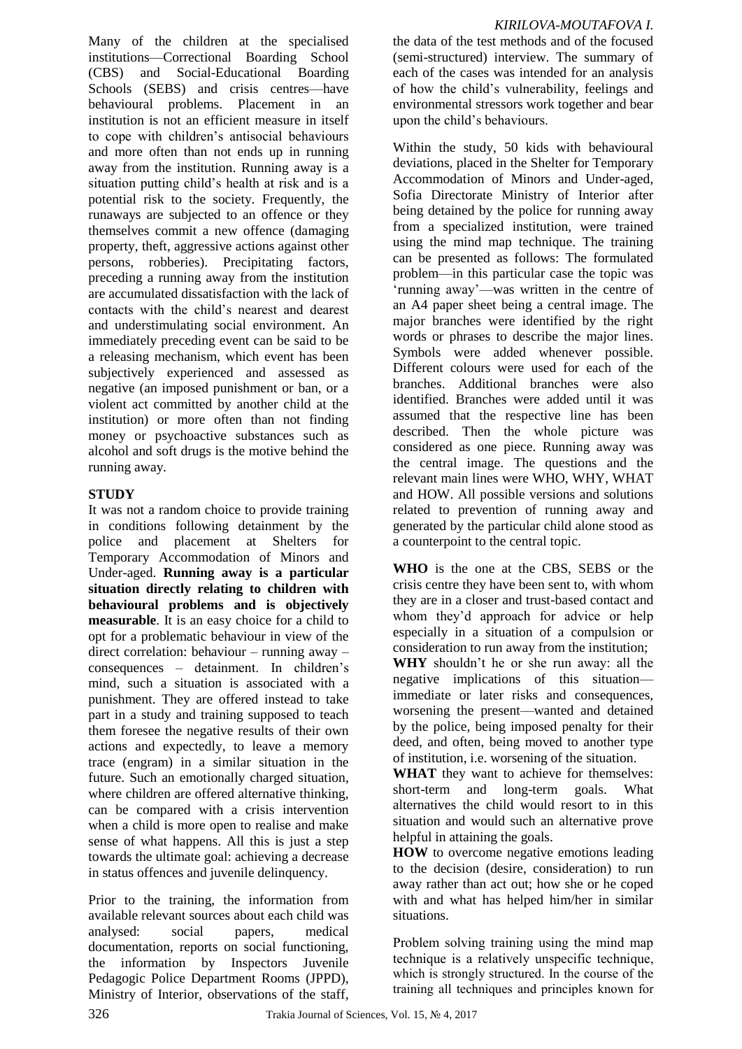Many of the children at the specialised institutions—Correctional Boarding School (CBS) and Social-Educational Boarding Schools (SEBS) and crisis centres—have behavioural problems. Placement in an institution is not an efficient measure in itself to cope with children's antisocial behaviours and more often than not ends up in running away from the institution. Running away is a situation putting child's health at risk and is a potential risk to the society. Frequently, the runaways are subjected to an offence or they themselves commit a new offence (damaging property, theft, aggressive actions against other persons, robberies). Precipitating factors, preceding a running away from the institution are accumulated dissatisfaction with the lack of contacts with the child's nearest and dearest and understimulating social environment. An immediately preceding event can be said to be a releasing mechanism, which event has been subjectively experienced and assessed as negative (an imposed punishment or ban, or a violent act committed by another child at the institution) or more often than not finding money or psychoactive substances such as alcohol and soft drugs is the motive behind the running away.

## STUDY

It was not a random choice to provide training in conditions following detainment by the police and placement at Shelters for Temporary Accommodation of Minors and Under-aged. **Running away is a particular situation directly relating to children with behavioural problems and is objectively measurable**. It is an easy choice for a child to opt for a problematic behaviour in view of the direct correlation: behaviour – running away – consequences – detainment. In children's mind, such a situation is associated with a punishment. They are offered instead to take part in a study and training supposed to teach them foresee the negative results of their own actions and expectedly, to leave a memory trace (engram) in a similar situation in the future. Such an emotionally charged situation, where children are offered alternative thinking, can be compared with a crisis intervention when a child is more open to realise and make sense of what happens. All this is just a step towards the ultimate goal: achieving a decrease in status offences and juvenile delinquency.

Prior to the training, the information from available relevant sources about each child was analysed: social papers, medical documentation, reports on social functioning, the information by Inspectors Juvenile Pedagogic Police Department Rooms (JPPD), Ministry of Interior, observations of the staff, the data of the test methods and of the focused (semi-structured) interview. The summary of each of the cases was intended for an analysis of how the child's vulnerability, feelings and environmental stressors work together and bear upon the child's behaviours.

Within the study, 50 kids with behavioural deviations, placed in the Shelter for Temporary Accommodation of Minors and Under-aged, Sofia Directorate Ministry of Interior after being detained by the police for running away from a specialized institution, were trained using the mind map technique. The training can be presented as follows: The formulated problem—in this particular case the topic was 'running away'—was written in the centre of an A4 paper sheet being a central image. The major branches were identified by the right words or phrases to describe the major lines. Symbols were added whenever possible. Different colours were used for each of the branches. Additional branches were also identified. Branches were added until it was assumed that the respective line has been described. Then the whole picture was considered as one piece. Running away was the central image. The questions and the relevant main lines were WHO, WHY, WHAT and HOW. All possible versions and solutions related to prevention of running away and generated by the particular child alone stood as a counterpoint to the central topic.

**WHO** is the one at the CBS, SEBS or the crisis centre they have been sent to, with whom they are in a closer and trust-based contact and whom they'd approach for advice or help especially in a situation of a compulsion or consideration to run away from the institution;

**WHY** shouldn't he or she run away: all the negative implications of this situation—immediate or later risks and consequences, worsening the present—wanted and detained by the police, being imposed penalty for their deed, and often, being moved to another type of institution, i.e. worsening of the situation.

**WHAT** they want to achieve for themselves: short-term and long-term goals. What alternatives the child would resort to in this situation and would such an alternative prove helpful in attaining the goals.

**HOW** to overcome negative emotions leading to the decision (desire, consideration) to run away rather than act out; how she or he coped with and what has helped him/her in similar situations.

Problem solving training using the mind map technique is a relatively unspecific technique, which is strongly structured. In the course of the training all techniques and principles known for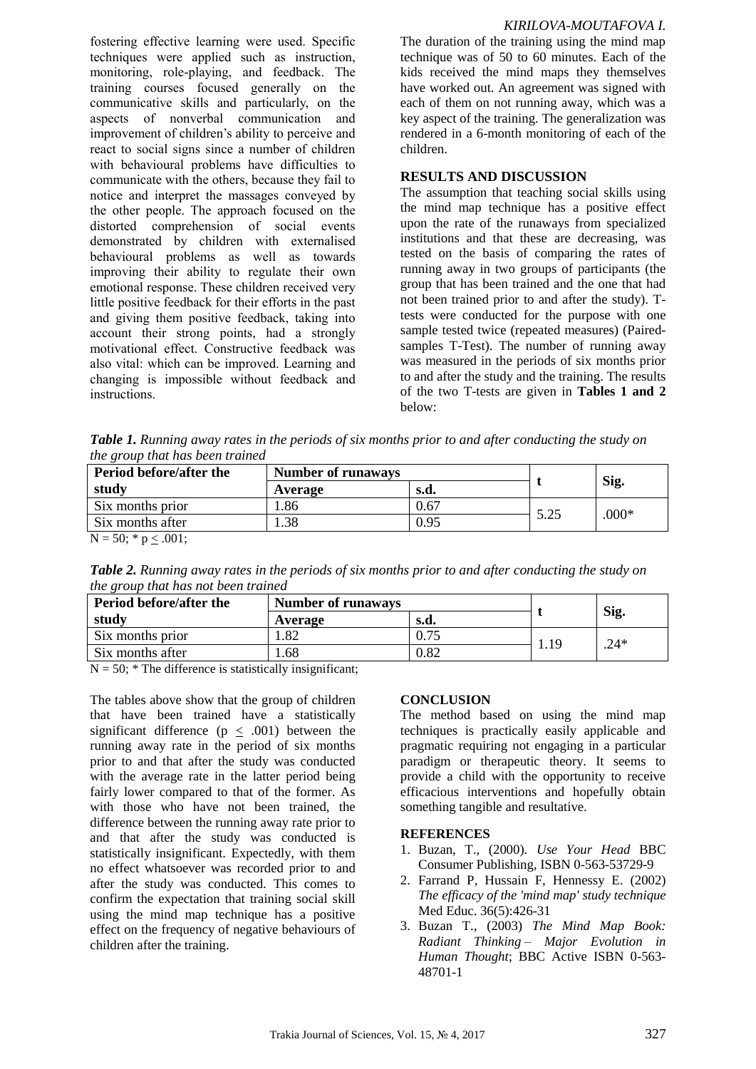fostering effective learning were used. Specific techniques were applied such as instruction, monitoring, role-playing, and feedback. The training courses focused generally on the communicative skills and particularly, on the aspects of nonverbal communication and improvement of children's ability to perceive and react to social signs since a number of children with behavioural problems have difficulties to communicate with the others, because they fail to notice and interpret the massages conveyed by the other people. The approach focused on the distorted comprehension of social events demonstrated by children with externalised behavioural problems as well as towards improving their ability to regulate their own emotional response. These children received very little positive feedback for their efforts in the past and giving them positive feedback, taking into account their strong points, had a strongly motivational effect. Constructive feedback was also vital: which can be improved. Learning and changing is impossible without feedback and instructions.

The duration of the training using the mind map technique was of 50 to 60 minutes. Each of the kids received the mind maps they themselves have worked out. An agreement was signed with each of them on not running away, which was a key aspect of the training. The generalization was rendered in a 6-month monitoring of each of the children.

## RESULTS AND DISCUSSION

The assumption that teaching social skills using the mind map technique has a positive effect upon the rate of the runaways from specialized institutions and that these are decreasing, was tested on the basis of comparing the rates of running away in two groups of participants (the group that has been trained and the one that had not been trained prior to and after the study). T-tests were conducted for the purpose with one sample tested twice (repeated measures) (Paired-samples T-Test). The number of running away was measured in the periods of six months prior to and after the study and the training. The results of the two T-tests are given in **Tables 1 and 2** below:

***Table 1.*** *Running away rates in the periods of six months prior to and after conducting the study on the group that has been trained*

| Period before/after the study | Number of runaways | | t | Sig. |
|---|---|---|---|---|
| | Average | s.d. | | |
| Six months prior | 1.86 | 0.67 | 5.25 | .000* |
| Six months after | 1.38 | 0.95 | | |

N = 50; * $p \leq .001$;

***Table 2.*** *Running away rates in the periods of six months prior to and after conducting the study on the group that has not been trained*

| Period before/after the study | Number of runaways | | t | Sig. |
|---|---|---|---|---|
| | Average | s.d. | | |
| Six months prior | 1.82 | 0.75 | 1.19 | .24* |
| Six months after | 1.68 | 0.82 | | |

N = 50; * The difference is statistically insignificant;

The tables above show that the group of children that have been trained have a statistically significant difference ($p \leq .001$) between the running away rate in the period of six months prior to and that after the study was conducted with the average rate in the latter period being fairly lower compared to that of the former. As with those who have not been trained, the difference between the running away rate prior to and that after the study was conducted is statistically insignificant. Expectedly, with them no effect whatsoever was recorded prior to and after the study was conducted. This comes to confirm the expectation that training social skill using the mind map technique has a positive effect on the frequency of negative behaviours of children after the training.

## CONCLUSION

The method based on using the mind map techniques is practically easily applicable and pragmatic requiring not engaging in a particular paradigm or therapeutic theory. It seems to provide a child with the opportunity to receive efficacious interventions and hopefully obtain something tangible and resultative.

## REFERENCES

1. Buzan, T., (2000). *Use Your Head* BBC Consumer Publishing, ISBN 0-563-53729-9
2. Farrand P, Hussain F, Hennessy E. (2002) *The efficacy of the 'mind map' study technique* Med Educ. 36(5):426-31
3. Buzan T., (2003) *The Mind Map Book: Radiant Thinking – Major Evolution in Human Thought*; BBC Active ISBN 0-563-48701-1